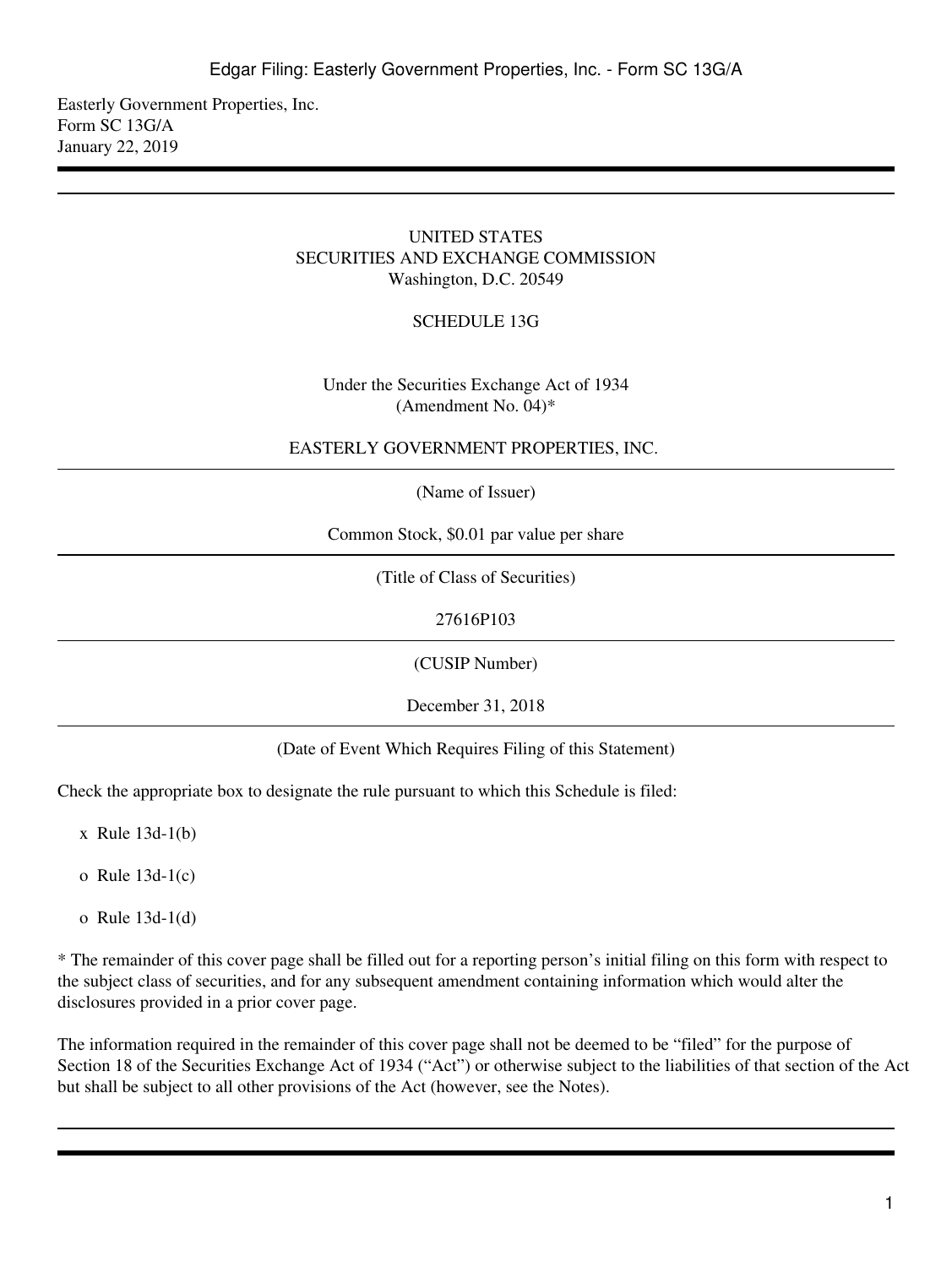Easterly Government Properties, Inc.
Form SC 13G/A
January 22, 2019

---

UNITED STATES
SECURITIES AND EXCHANGE COMMISSION
Washington, D.C. 20549

SCHEDULE 13G

Under the Securities Exchange Act of 1934
(Amendment No. 04)*

EASTERLY GOVERNMENT PROPERTIES, INC.

(Name of Issuer)

Common Stock, $0.01 par value per share

(Title of Class of Securities)

27616P103

(CUSIP Number)

December 31, 2018

(Date of Event Which Requires Filing of this Statement)

Check the appropriate box to designate the rule pursuant to which this Schedule is filed:

x Rule 13d-1(b)

o Rule 13d-1(c)

o Rule 13d-1(d)

* The remainder of this cover page shall be filled out for a reporting person's initial filing on this form with respect to the subject class of securities, and for any subsequent amendment containing information which would alter the disclosures provided in a prior cover page.

The information required in the remainder of this cover page shall not be deemed to be "filed" for the purpose of Section 18 of the Securities Exchange Act of 1934 ("Act") or otherwise subject to the liabilities of that section of the Act but shall be subject to all other provisions of the Act (however, see the Notes).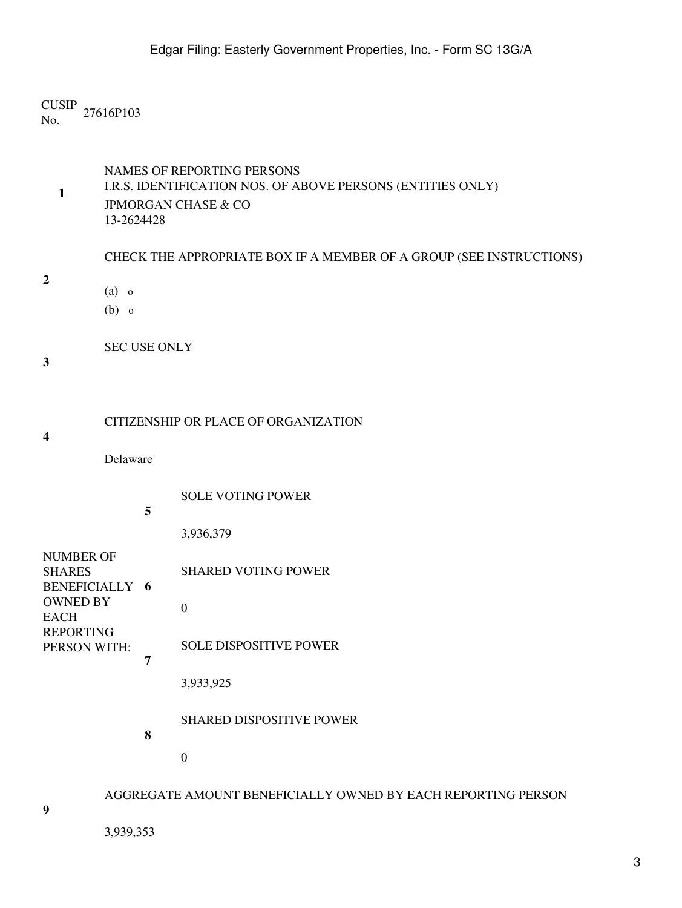CUSIP No. 27616P103

| | | | |
|---|---|---|---|
| **1** | NAMES OF REPORTING PERSONS<br>I.R.S. IDENTIFICATION NOS. OF ABOVE PERSONS (ENTITIES ONLY)<br>JPMORGAN CHASE & CO<br>13-2624428 | | |
| **2** | CHECK THE APPROPRIATE BOX IF A MEMBER OF A GROUP (SEE INSTRUCTIONS)<br>(a) o<br>(b) o | | |
| **3** | SEC USE ONLY | | |
| **4** | CITIZENSHIP OR PLACE OF ORGANIZATION<br>Delaware | | |
| NUMBER OF SHARES BENEFICIALLY OWNED BY EACH REPORTING PERSON WITH: | **5** | SOLE VOTING POWER<br>3,936,379 | |
| | **6** | SHARED VOTING POWER<br>0 | |
| | **7** | SOLE DISPOSITIVE POWER<br>3,933,925 | |
| | **8** | SHARED DISPOSITIVE POWER<br>0 | |
| **9** | AGGREGATE AMOUNT BENEFICIALLY OWNED BY EACH REPORTING PERSON<br>3,939,353 | | |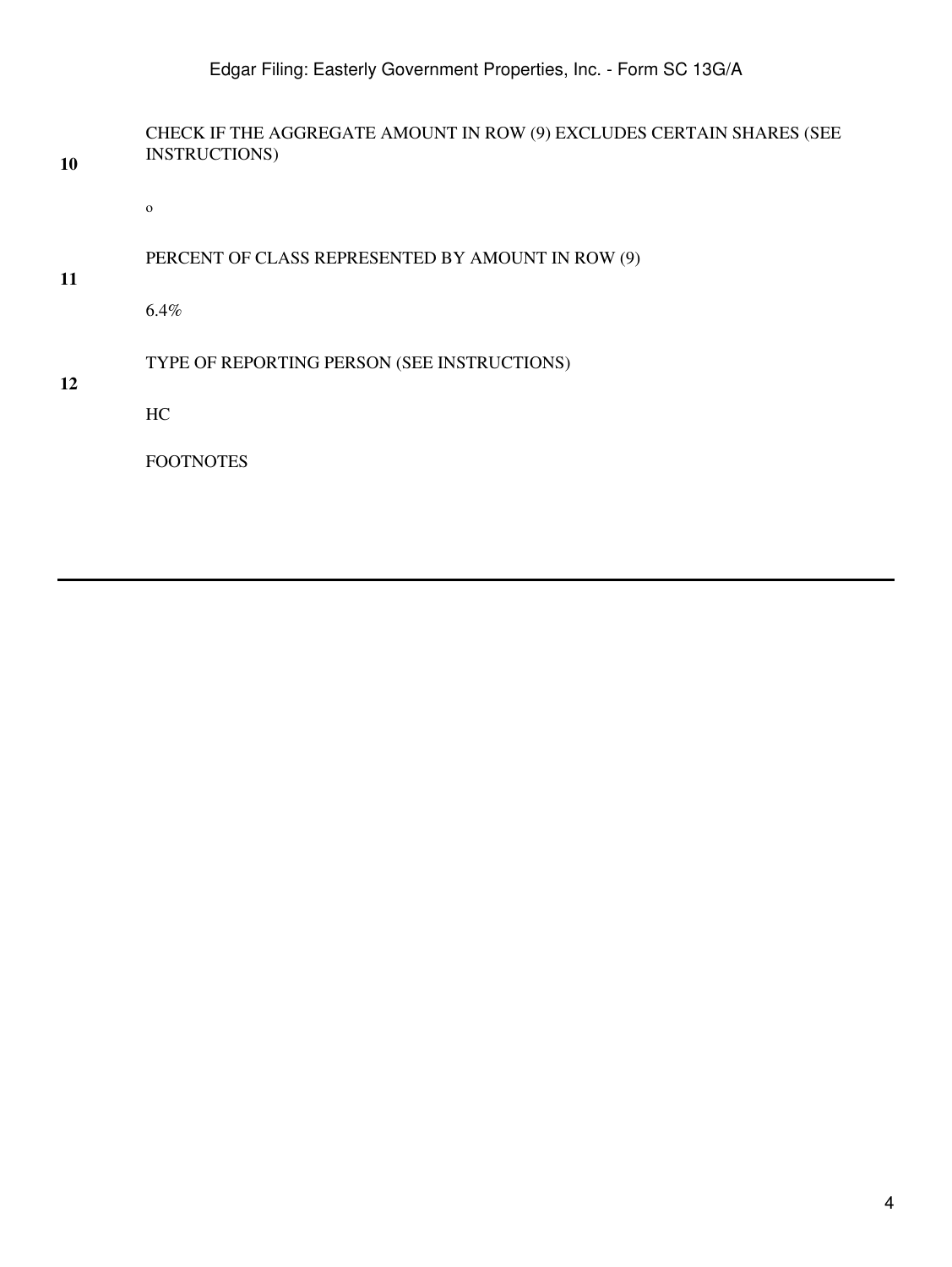| | |
|---|---|
| **10** | CHECK IF THE AGGREGATE AMOUNT IN ROW (9) EXCLUDES CERTAIN SHARES (SEE INSTRUCTIONS)<br><br>o |
| **11** | PERCENT OF CLASS REPRESENTED BY AMOUNT IN ROW (9)<br><br>6.4% |
| **12** | TYPE OF REPORTING PERSON (SEE INSTRUCTIONS)<br><br>HC |
| | FOOTNOTES |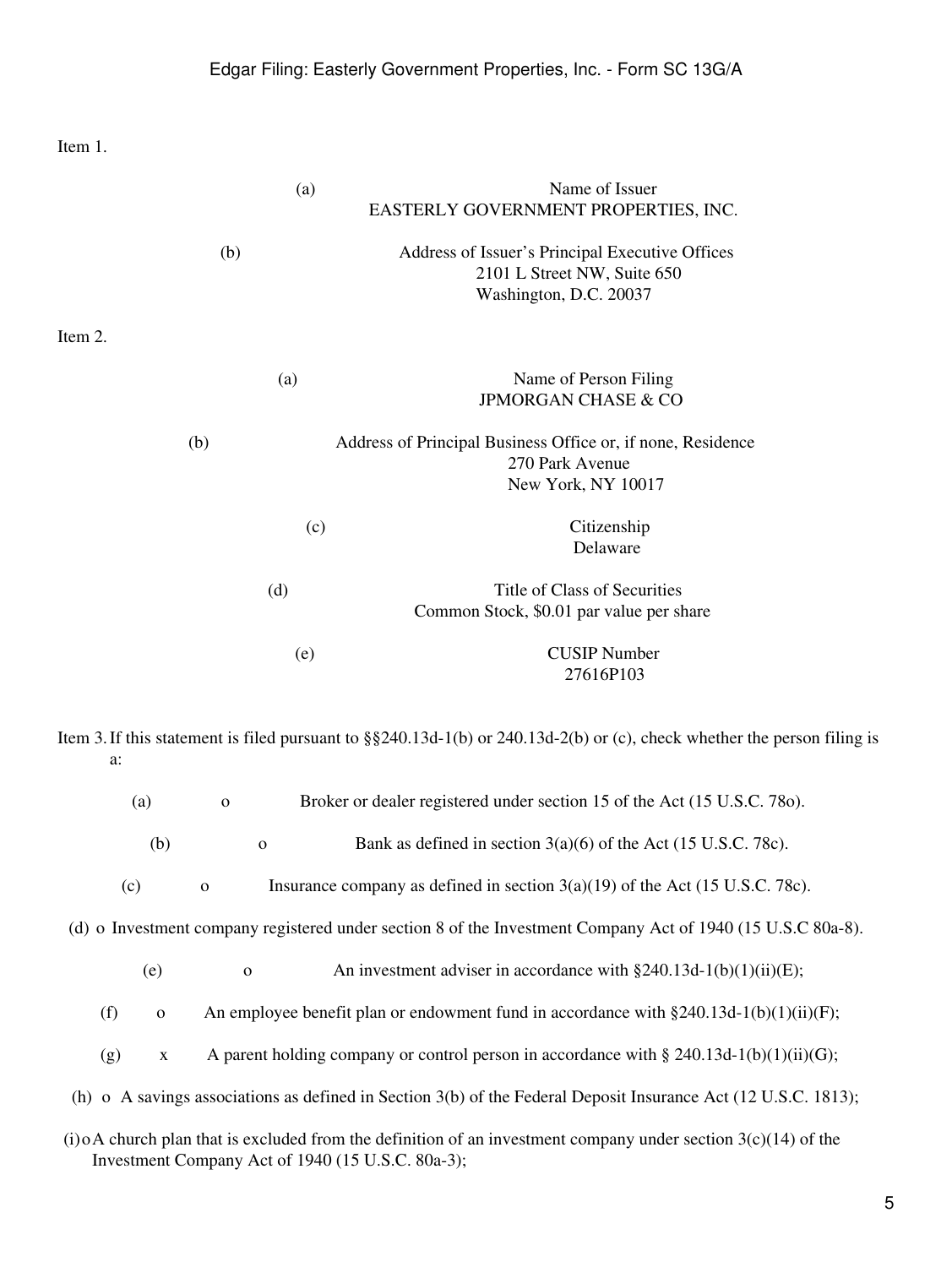Item 1.

(a) Name of Issuer
EASTERLY GOVERNMENT PROPERTIES, INC.

(b) Address of Issuer's Principal Executive Offices
2101 L Street NW, Suite 650
Washington, D.C. 20037

Item 2.

(a) Name of Person Filing
JPMORGAN CHASE & CO

(b) Address of Principal Business Office or, if none, Residence
270 Park Avenue
New York, NY 10017

(c) Citizenship
Delaware

(d) Title of Class of Securities
Common Stock, $0.01 par value per share

(e) CUSIP Number
27616P103

Item 3. If this statement is filed pursuant to §§240.13d-1(b) or 240.13d-2(b) or (c), check whether the person filing is a:

(a) o Broker or dealer registered under section 15 of the Act (15 U.S.C. 78o).

(b) o Bank as defined in section 3(a)(6) of the Act (15 U.S.C. 78c).

(c) o Insurance company as defined in section 3(a)(19) of the Act (15 U.S.C. 78c).

(d) o Investment company registered under section 8 of the Investment Company Act of 1940 (15 U.S.C 80a-8).

(e) o An investment adviser in accordance with §240.13d-1(b)(1)(ii)(E);

(f) o An employee benefit plan or endowment fund in accordance with §240.13d-1(b)(1)(ii)(F);

(g) x A parent holding company or control person in accordance with § 240.13d-1(b)(1)(ii)(G);

(h) o A savings associations as defined in Section 3(b) of the Federal Deposit Insurance Act (12 U.S.C. 1813);

(i) o A church plan that is excluded from the definition of an investment company under section 3(c)(14) of the Investment Company Act of 1940 (15 U.S.C. 80a-3);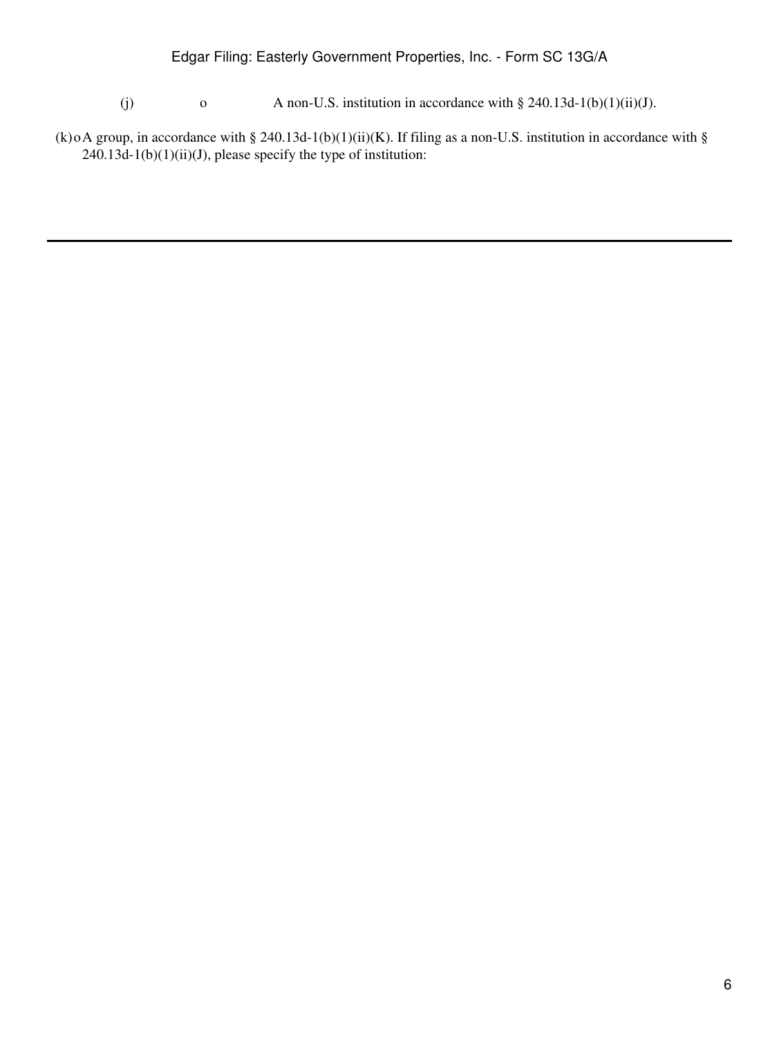(j) o A non-U.S. institution in accordance with § 240.13d-1(b)(1)(ii)(J).

(k) o A group, in accordance with § 240.13d-1(b)(1)(ii)(K). If filing as a non-U.S. institution in accordance with § 240.13d-1(b)(1)(ii)(J), please specify the type of institution: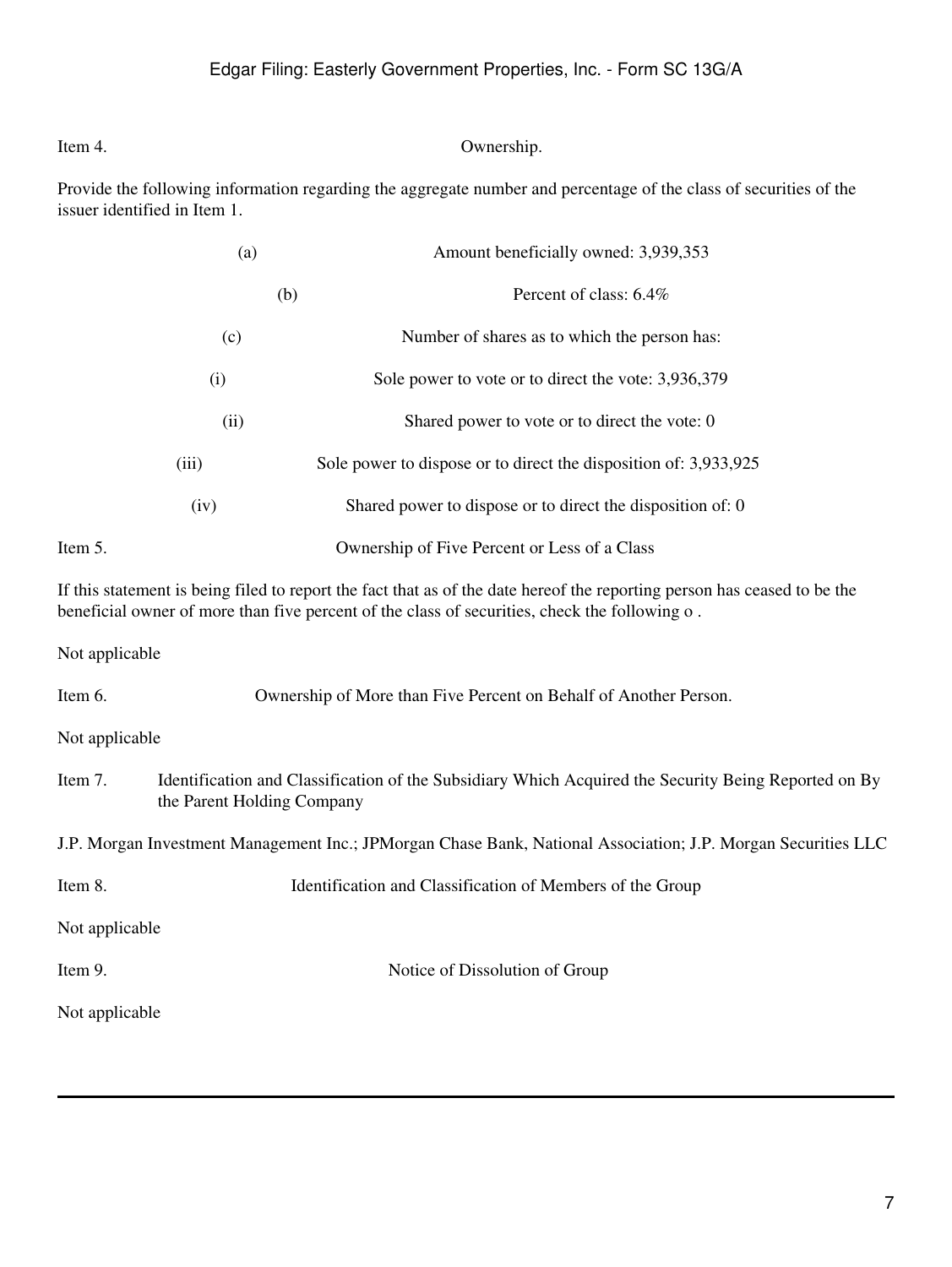Item 4. Ownership.

Provide the following information regarding the aggregate number and percentage of the class of securities of the issuer identified in Item 1.

(a) Amount beneficially owned: 3,939,353

(b) Percent of class: 6.4%

(c) Number of shares as to which the person has:

(i) Sole power to vote or to direct the vote: 3,936,379

(ii) Shared power to vote or to direct the vote: 0

(iii) Sole power to dispose or to direct the disposition of: 3,933,925

(iv) Shared power to dispose or to direct the disposition of: 0

Item 5. Ownership of Five Percent or Less of a Class

If this statement is being filed to report the fact that as of the date hereof the reporting person has ceased to be the beneficial owner of more than five percent of the class of securities, check the following o .

Not applicable

Item 6. Ownership of More than Five Percent on Behalf of Another Person.

Not applicable

Item 7. Identification and Classification of the Subsidiary Which Acquired the Security Being Reported on By the Parent Holding Company

J.P. Morgan Investment Management Inc.; JPMorgan Chase Bank, National Association; J.P. Morgan Securities LLC

Item 8. Identification and Classification of Members of the Group

Not applicable

Item 9. Notice of Dissolution of Group

Not applicable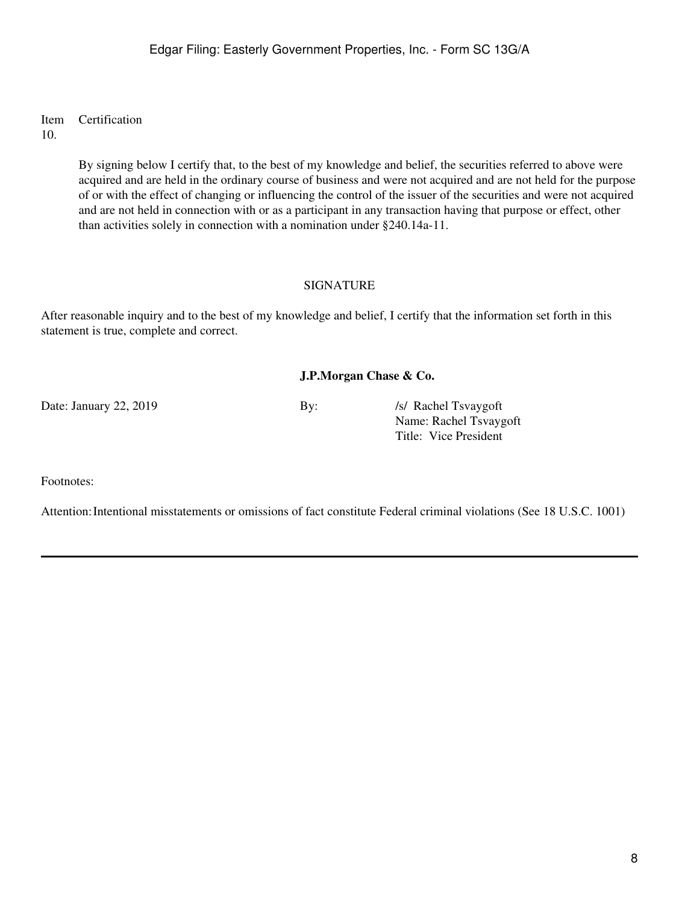Item 10. Certification

By signing below I certify that, to the best of my knowledge and belief, the securities referred to above were acquired and are held in the ordinary course of business and were not acquired and are not held for the purpose of or with the effect of changing or influencing the control of the issuer of the securities and were not acquired and are not held in connection with or as a participant in any transaction having that purpose or effect, other than activities solely in connection with a nomination under §240.14a-11.

SIGNATURE

After reasonable inquiry and to the best of my knowledge and belief, I certify that the information set forth in this statement is true, complete and correct.

**J.P.Morgan Chase & Co.**

Date: January 22, 2019

By: /s/ Rachel Tsvaygoft
Name: Rachel Tsvaygoft
Title: Vice President

Footnotes:

Attention: Intentional misstatements or omissions of fact constitute Federal criminal violations (See 18 U.S.C. 1001)